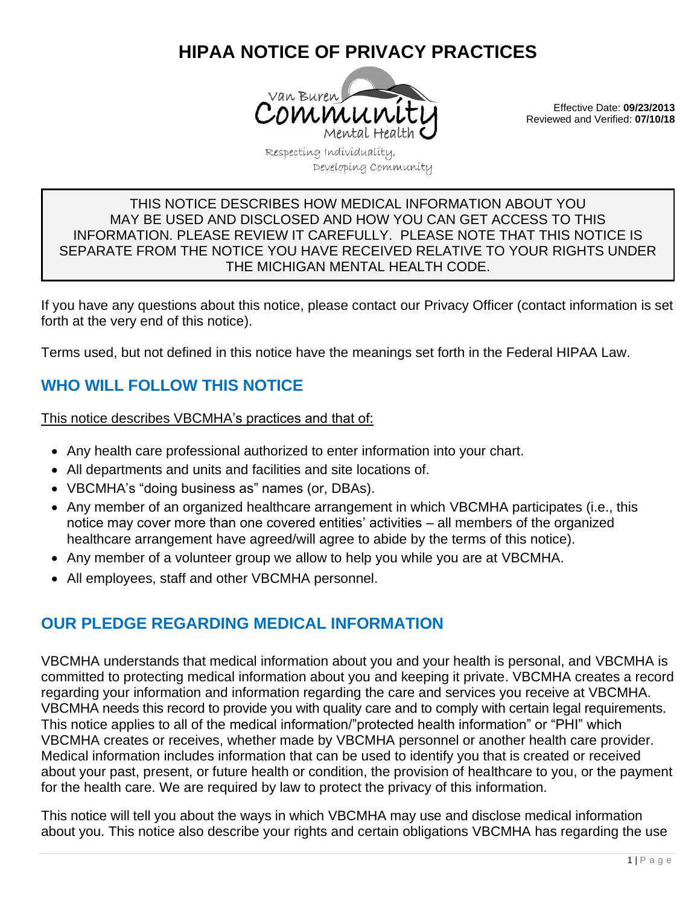# HIPAA NOTICE OF PRIVACY PRACTICES

Van Buren Community Mental Health

Respecting Individuality, Developing Community

Effective Date: **09/23/2013**
Reviewed and Verified: **07/10/18**

THIS NOTICE DESCRIBES HOW MEDICAL INFORMATION ABOUT YOU MAY BE USED AND DISCLOSED AND HOW YOU CAN GET ACCESS TO THIS INFORMATION. PLEASE REVIEW IT CAREFULLY. PLEASE NOTE THAT THIS NOTICE IS SEPARATE FROM THE NOTICE YOU HAVE RECEIVED RELATIVE TO YOUR RIGHTS UNDER THE MICHIGAN MENTAL HEALTH CODE.

If you have any questions about this notice, please contact our Privacy Officer (contact information is set forth at the very end of this notice).

Terms used, but not defined in this notice have the meanings set forth in the Federal HIPAA Law.

## WHO WILL FOLLOW THIS NOTICE

This notice describes VBCMHA's practices and that of:

- Any health care professional authorized to enter information into your chart.
- All departments and units and facilities and site locations of.
- VBCMHA's "doing business as" names (or, DBAs).
- Any member of an organized healthcare arrangement in which VBCMHA participates (i.e., this notice may cover more than one covered entities' activities – all members of the organized healthcare arrangement have agreed/will agree to abide by the terms of this notice).
- Any member of a volunteer group we allow to help you while you are at VBCMHA.
- All employees, staff and other VBCMHA personnel.

## OUR PLEDGE REGARDING MEDICAL INFORMATION

VBCMHA understands that medical information about you and your health is personal, and VBCMHA is committed to protecting medical information about you and keeping it private. VBCMHA creates a record regarding your information and information regarding the care and services you receive at VBCMHA. VBCMHA needs this record to provide you with quality care and to comply with certain legal requirements. This notice applies to all of the medical information/"protected health information" or "PHI" which VBCMHA creates or receives, whether made by VBCMHA personnel or another health care provider. Medical information includes information that can be used to identify you that is created or received about your past, present, or future health or condition, the provision of healthcare to you, or the payment for the health care. We are required by law to protect the privacy of this information.

This notice will tell you about the ways in which VBCMHA may use and disclose medical information about you. This notice also describe your rights and certain obligations VBCMHA has regarding the use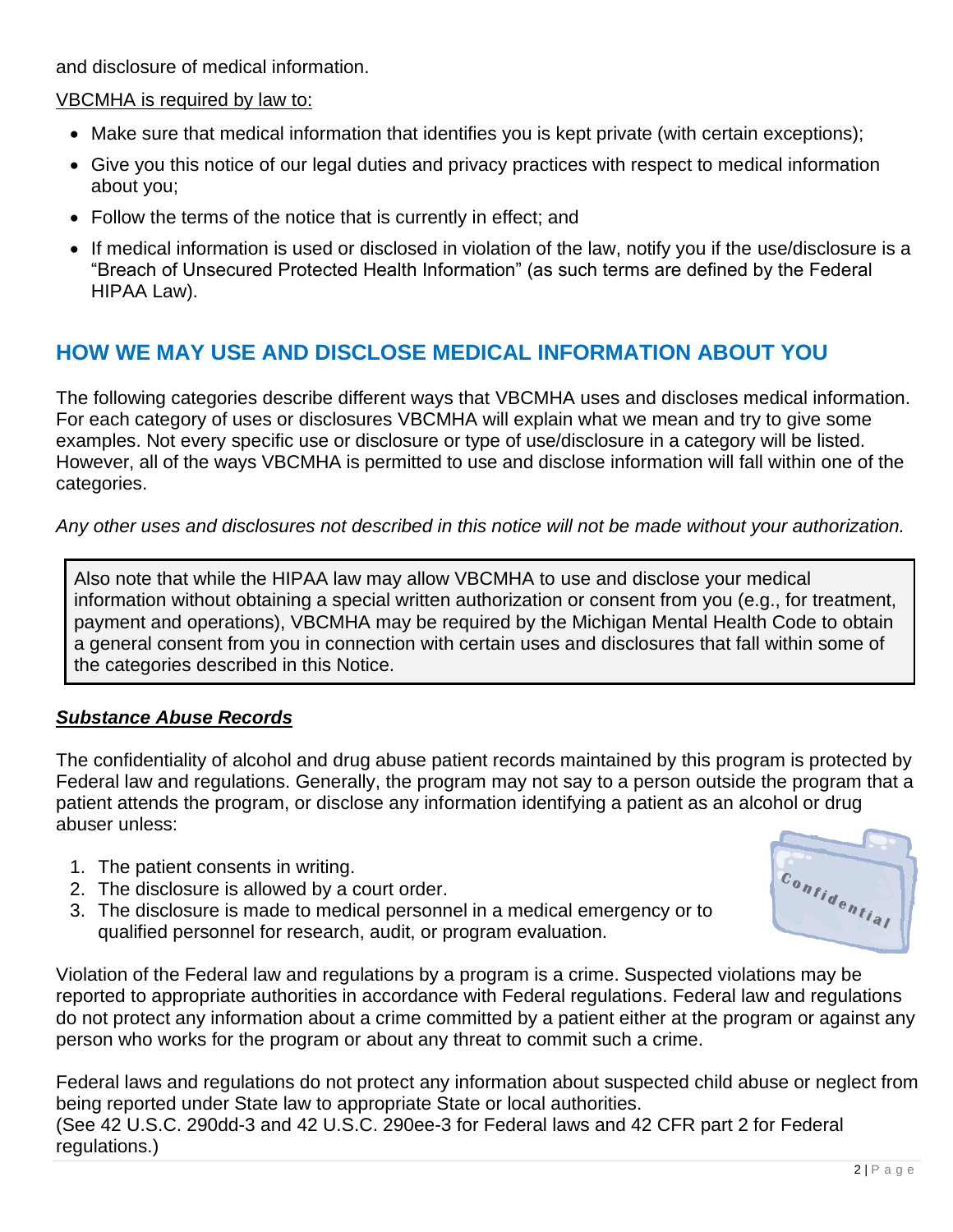and disclosure of medical information.

VBCMHA is required by law to:

- Make sure that medical information that identifies you is kept private (with certain exceptions);
- Give you this notice of our legal duties and privacy practices with respect to medical information about you;
- Follow the terms of the notice that is currently in effect; and
- If medical information is used or disclosed in violation of the law, notify you if the use/disclosure is a "Breach of Unsecured Protected Health Information" (as such terms are defined by the Federal HIPAA Law).

## HOW WE MAY USE AND DISCLOSE MEDICAL INFORMATION ABOUT YOU

The following categories describe different ways that VBCMHA uses and discloses medical information. For each category of uses or disclosures VBCMHA will explain what we mean and try to give some examples. Not every specific use or disclosure or type of use/disclosure in a category will be listed. However, all of the ways VBCMHA is permitted to use and disclose information will fall within one of the categories.

*Any other uses and disclosures not described in this notice will not be made without your authorization.*

> Also note that while the HIPAA law may allow VBCMHA to use and disclose your medical information without obtaining a special written authorization or consent from you (e.g., for treatment, payment and operations), VBCMHA may be required by the Michigan Mental Health Code to obtain a general consent from you in connection with certain uses and disclosures that fall within some of the categories described in this Notice.

### ***Substance Abuse Records***

The confidentiality of alcohol and drug abuse patient records maintained by this program is protected by Federal law and regulations. Generally, the program may not say to a person outside the program that a patient attends the program, or disclose any information identifying a patient as an alcohol or drug abuser unless:

1. The patient consents in writing.
2. The disclosure is allowed by a court order.
3. The disclosure is made to medical personnel in a medical emergency or to qualified personnel for research, audit, or program evaluation.

Violation of the Federal law and regulations by a program is a crime. Suspected violations may be reported to appropriate authorities in accordance with Federal regulations. Federal law and regulations do not protect any information about a crime committed by a patient either at the program or against any person who works for the program or about any threat to commit such a crime.

Federal laws and regulations do not protect any information about suspected child abuse or neglect from being reported under State law to appropriate State or local authorities.
(See 42 U.S.C. 290dd-3 and 42 U.S.C. 290ee-3 for Federal laws and 42 CFR part 2 for Federal regulations.)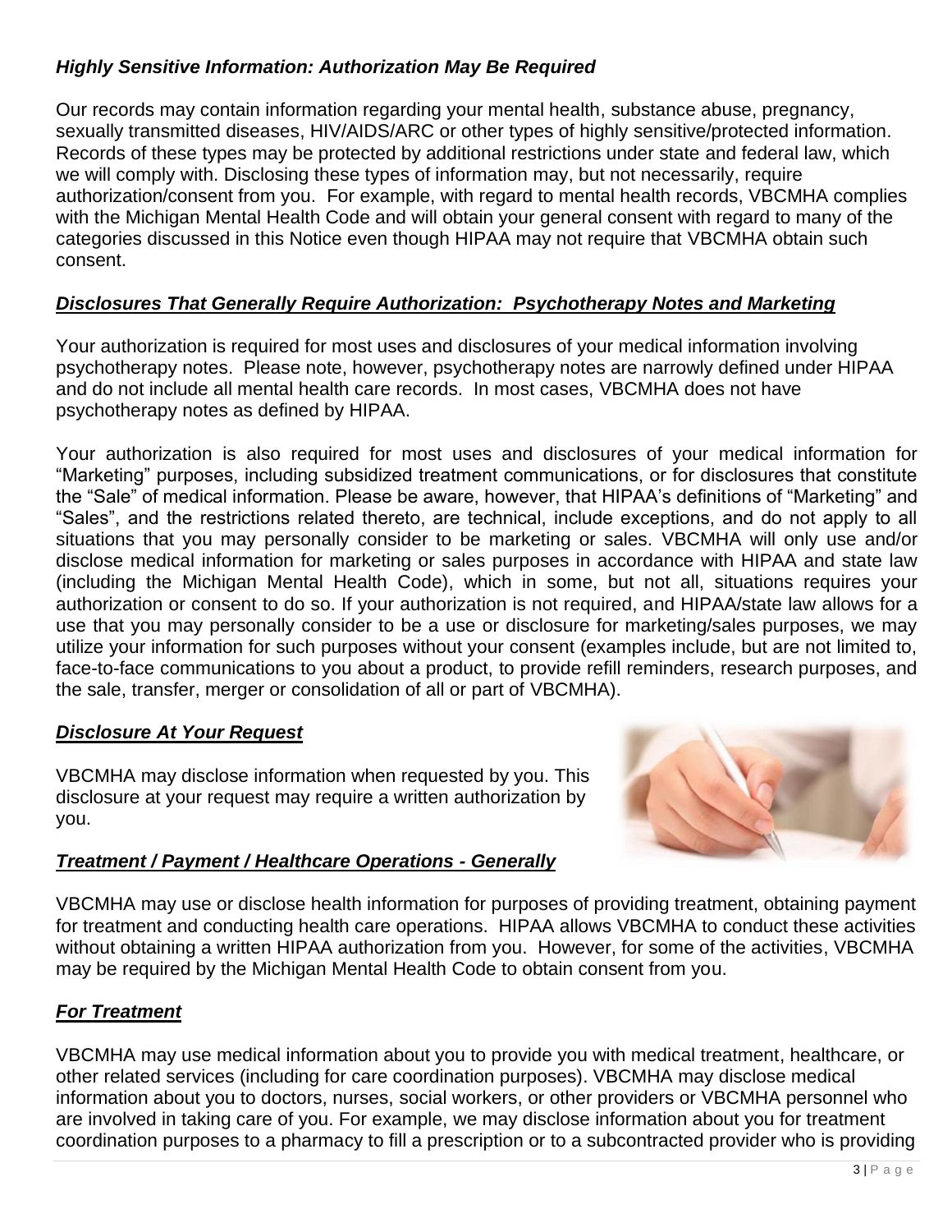### *Highly Sensitive Information: Authorization May Be Required*

Our records may contain information regarding your mental health, substance abuse, pregnancy, sexually transmitted diseases, HIV/AIDS/ARC or other types of highly sensitive/protected information. Records of these types may be protected by additional restrictions under state and federal law, which we will comply with. Disclosing these types of information may, but not necessarily, require authorization/consent from you. For example, with regard to mental health records, VBCMHA complies with the Michigan Mental Health Code and will obtain your general consent with regard to many of the categories discussed in this Notice even though HIPAA may not require that VBCMHA obtain such consent.

### ***Disclosures That Generally Require Authorization: Psychotherapy Notes and Marketing***

Your authorization is required for most uses and disclosures of your medical information involving psychotherapy notes. Please note, however, psychotherapy notes are narrowly defined under HIPAA and do not include all mental health care records. In most cases, VBCMHA does not have psychotherapy notes as defined by HIPAA.

Your authorization is also required for most uses and disclosures of your medical information for "Marketing" purposes, including subsidized treatment communications, or for disclosures that constitute the "Sale" of medical information. Please be aware, however, that HIPAA's definitions of "Marketing" and "Sales", and the restrictions related thereto, are technical, include exceptions, and do not apply to all situations that you may personally consider to be marketing or sales. VBCMHA will only use and/or disclose medical information for marketing or sales purposes in accordance with HIPAA and state law (including the Michigan Mental Health Code), which in some, but not all, situations requires your authorization or consent to do so. If your authorization is not required, and HIPAA/state law allows for a use that you may personally consider to be a use or disclosure for marketing/sales purposes, we may utilize your information for such purposes without your consent (examples include, but are not limited to, face-to-face communications to you about a product, to provide refill reminders, research purposes, and the sale, transfer, merger or consolidation of all or part of VBCMHA).

### ***Disclosure At Your Request***

VBCMHA may disclose information when requested by you. This disclosure at your request may require a written authorization by you.

### ***Treatment / Payment / Healthcare Operations - Generally***

VBCMHA may use or disclose health information for purposes of providing treatment, obtaining payment for treatment and conducting health care operations. HIPAA allows VBCMHA to conduct these activities without obtaining a written HIPAA authorization from you. However, for some of the activities, VBCMHA may be required by the Michigan Mental Health Code to obtain consent from you.

### ***For Treatment***

VBCMHA may use medical information about you to provide you with medical treatment, healthcare, or other related services (including for care coordination purposes). VBCMHA may disclose medical information about you to doctors, nurses, social workers, or other providers or VBCMHA personnel who are involved in taking care of you. For example, we may disclose information about you for treatment coordination purposes to a pharmacy to fill a prescription or to a subcontracted provider who is providing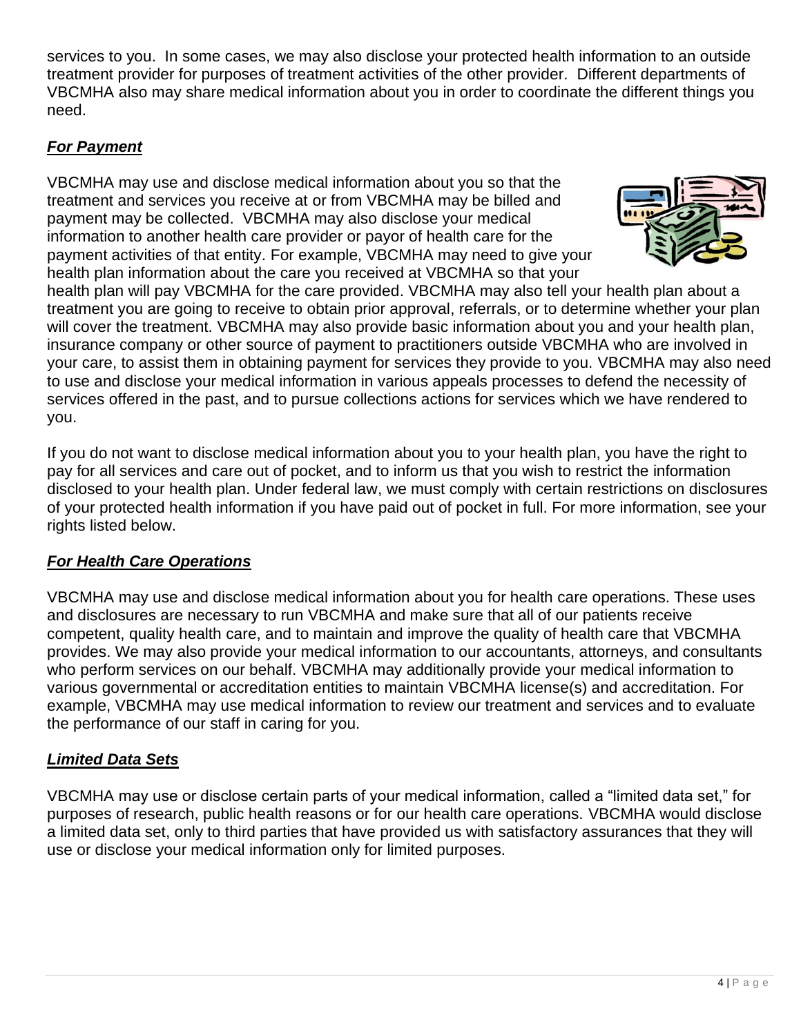services to you. In some cases, we may also disclose your protected health information to an outside treatment provider for purposes of treatment activities of the other provider. Different departments of VBCMHA also may share medical information about you in order to coordinate the different things you need.

### ***For Payment***

VBCMHA may use and disclose medical information about you so that the treatment and services you receive at or from VBCMHA may be billed and payment may be collected. VBCMHA may also disclose your medical information to another health care provider or payor of health care for the payment activities of that entity. For example, VBCMHA may need to give your health plan information about the care you received at VBCMHA so that your health plan will pay VBCMHA for the care provided. VBCMHA may also tell your health plan about a treatment you are going to receive to obtain prior approval, referrals, or to determine whether your plan will cover the treatment. VBCMHA may also provide basic information about you and your health plan, insurance company or other source of payment to practitioners outside VBCMHA who are involved in your care, to assist them in obtaining payment for services they provide to you. VBCMHA may also need to use and disclose your medical information in various appeals processes to defend the necessity of services offered in the past, and to pursue collections actions for services which we have rendered to you.

If you do not want to disclose medical information about you to your health plan, you have the right to pay for all services and care out of pocket, and to inform us that you wish to restrict the information disclosed to your health plan. Under federal law, we must comply with certain restrictions on disclosures of your protected health information if you have paid out of pocket in full. For more information, see your rights listed below.

### ***For Health Care Operations***

VBCMHA may use and disclose medical information about you for health care operations. These uses and disclosures are necessary to run VBCMHA and make sure that all of our patients receive competent, quality health care, and to maintain and improve the quality of health care that VBCMHA provides. We may also provide your medical information to our accountants, attorneys, and consultants who perform services on our behalf. VBCMHA may additionally provide your medical information to various governmental or accreditation entities to maintain VBCMHA license(s) and accreditation. For example, VBCMHA may use medical information to review our treatment and services and to evaluate the performance of our staff in caring for you.

### ***Limited Data Sets***

VBCMHA may use or disclose certain parts of your medical information, called a "limited data set," for purposes of research, public health reasons or for our health care operations. VBCMHA would disclose a limited data set, only to third parties that have provided us with satisfactory assurances that they will use or disclose your medical information only for limited purposes.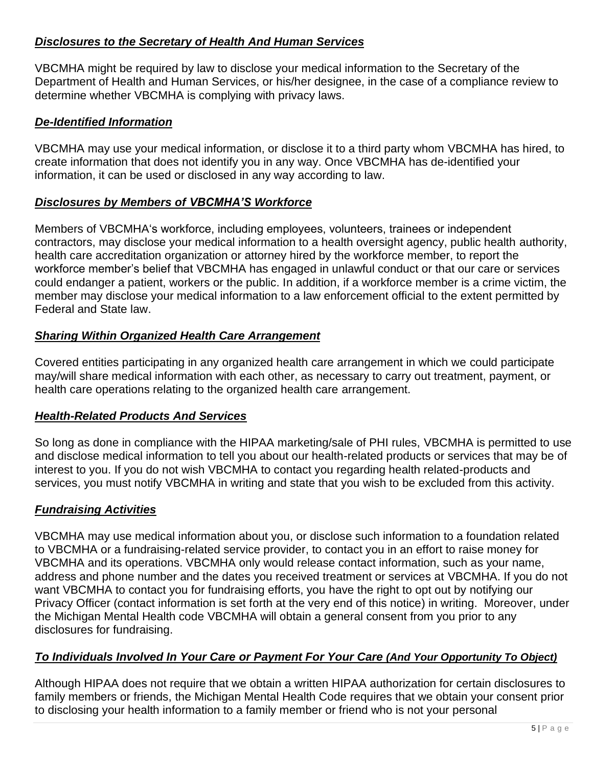### ***Disclosures to the Secretary of Health And Human Services***

VBCMHA might be required by law to disclose your medical information to the Secretary of the Department of Health and Human Services, or his/her designee, in the case of a compliance review to determine whether VBCMHA is complying with privacy laws.

### ***De-Identified Information***

VBCMHA may use your medical information, or disclose it to a third party whom VBCMHA has hired, to create information that does not identify you in any way. Once VBCMHA has de-identified your information, it can be used or disclosed in any way according to law.

### ***Disclosures by Members of VBCMHA'S Workforce***

Members of VBCMHA's workforce, including employees, volunteers, trainees or independent contractors, may disclose your medical information to a health oversight agency, public health authority, health care accreditation organization or attorney hired by the workforce member, to report the workforce member's belief that VBCMHA has engaged in unlawful conduct or that our care or services could endanger a patient, workers or the public. In addition, if a workforce member is a crime victim, the member may disclose your medical information to a law enforcement official to the extent permitted by Federal and State law.

### ***Sharing Within Organized Health Care Arrangement***

Covered entities participating in any organized health care arrangement in which we could participate may/will share medical information with each other, as necessary to carry out treatment, payment, or health care operations relating to the organized health care arrangement.

### ***Health-Related Products And Services***

So long as done in compliance with the HIPAA marketing/sale of PHI rules, VBCMHA is permitted to use and disclose medical information to tell you about our health-related products or services that may be of interest to you. If you do not wish VBCMHA to contact you regarding health related-products and services, you must notify VBCMHA in writing and state that you wish to be excluded from this activity.

### ***Fundraising Activities***

VBCMHA may use medical information about you, or disclose such information to a foundation related to VBCMHA or a fundraising-related service provider, to contact you in an effort to raise money for VBCMHA and its operations. VBCMHA only would release contact information, such as your name, address and phone number and the dates you received treatment or services at VBCMHA. If you do not want VBCMHA to contact you for fundraising efforts, you have the right to opt out by notifying our Privacy Officer (contact information is set forth at the very end of this notice) in writing. Moreover, under the Michigan Mental Health code VBCMHA will obtain a general consent from you prior to any disclosures for fundraising.

### ***To Individuals Involved In Your Care or Payment For Your Care (And Your Opportunity To Object)***

Although HIPAA does not require that we obtain a written HIPAA authorization for certain disclosures to family members or friends, the Michigan Mental Health Code requires that we obtain your consent prior to disclosing your health information to a family member or friend who is not your personal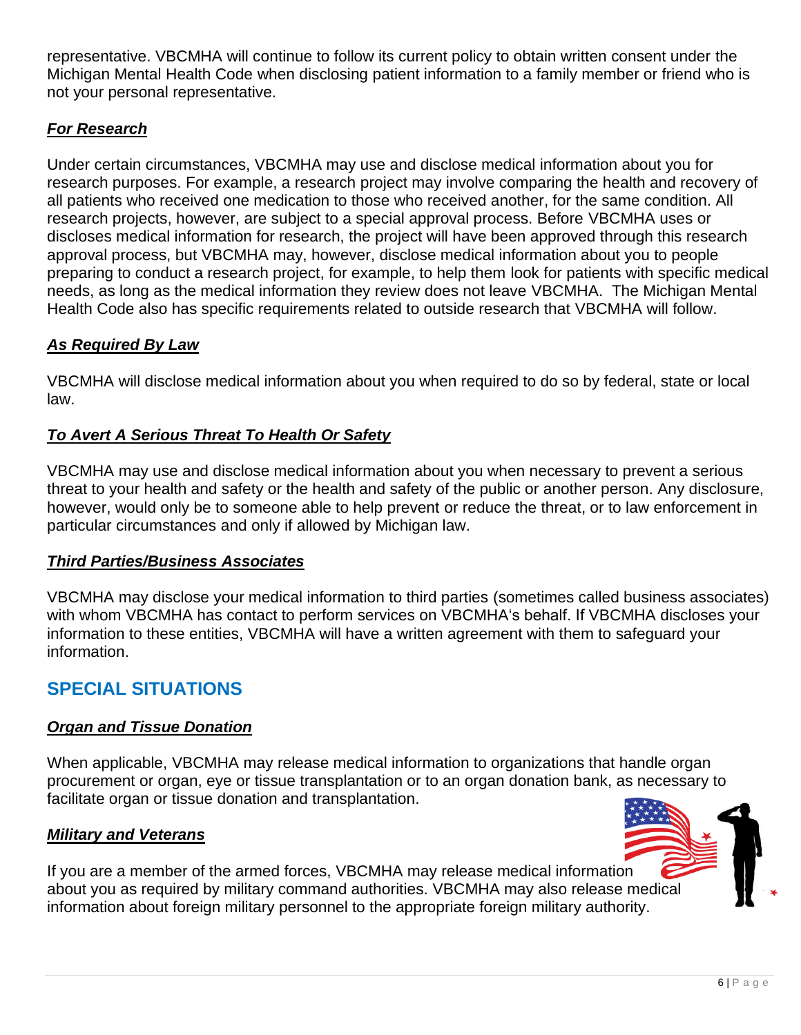representative. VBCMHA will continue to follow its current policy to obtain written consent under the Michigan Mental Health Code when disclosing patient information to a family member or friend who is not your personal representative.

### ***For Research***

Under certain circumstances, VBCMHA may use and disclose medical information about you for research purposes. For example, a research project may involve comparing the health and recovery of all patients who received one medication to those who received another, for the same condition. All research projects, however, are subject to a special approval process. Before VBCMHA uses or discloses medical information for research, the project will have been approved through this research approval process, but VBCMHA may, however, disclose medical information about you to people preparing to conduct a research project, for example, to help them look for patients with specific medical needs, as long as the medical information they review does not leave VBCMHA. The Michigan Mental Health Code also has specific requirements related to outside research that VBCMHA will follow.

### ***As Required By Law***

VBCMHA will disclose medical information about you when required to do so by federal, state or local law.

### ***To Avert A Serious Threat To Health Or Safety***

VBCMHA may use and disclose medical information about you when necessary to prevent a serious threat to your health and safety or the health and safety of the public or another person. Any disclosure, however, would only be to someone able to help prevent or reduce the threat, or to law enforcement in particular circumstances and only if allowed by Michigan law.

### ***Third Parties/Business Associates***

VBCMHA may disclose your medical information to third parties (sometimes called business associates) with whom VBCMHA has contact to perform services on VBCMHA's behalf. If VBCMHA discloses your information to these entities, VBCMHA will have a written agreement with them to safeguard your information.

## SPECIAL SITUATIONS

### ***Organ and Tissue Donation***

When applicable, VBCMHA may release medical information to organizations that handle organ procurement or organ, eye or tissue transplantation or to an organ donation bank, as necessary to facilitate organ or tissue donation and transplantation.

### ***Military and Veterans***

If you are a member of the armed forces, VBCMHA may release medical information about you as required by military command authorities. VBCMHA may also release medical information about foreign military personnel to the appropriate foreign military authority.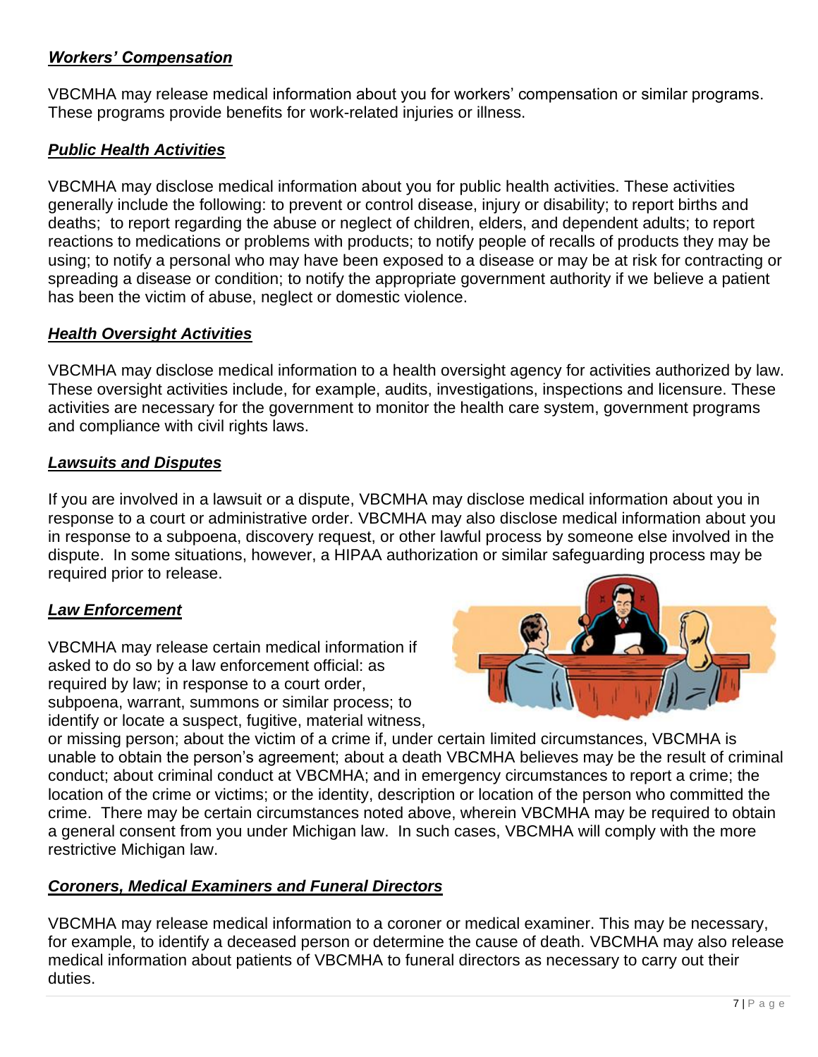***Workers' Compensation***

VBCMHA may release medical information about you for workers' compensation or similar programs. These programs provide benefits for work-related injuries or illness.

***Public Health Activities***

VBCMHA may disclose medical information about you for public health activities. These activities generally include the following: to prevent or control disease, injury or disability; to report births and deaths; to report regarding the abuse or neglect of children, elders, and dependent adults; to report reactions to medications or problems with products; to notify people of recalls of products they may be using; to notify a personal who may have been exposed to a disease or may be at risk for contracting or spreading a disease or condition; to notify the appropriate government authority if we believe a patient has been the victim of abuse, neglect or domestic violence.

***Health Oversight Activities***

VBCMHA may disclose medical information to a health oversight agency for activities authorized by law. These oversight activities include, for example, audits, investigations, inspections and licensure. These activities are necessary for the government to monitor the health care system, government programs and compliance with civil rights laws.

***Lawsuits and Disputes***

If you are involved in a lawsuit or a dispute, VBCMHA may disclose medical information about you in response to a court or administrative order. VBCMHA may also disclose medical information about you in response to a subpoena, discovery request, or other lawful process by someone else involved in the dispute. In some situations, however, a HIPAA authorization or similar safeguarding process may be required prior to release.

***Law Enforcement***

VBCMHA may release certain medical information if asked to do so by a law enforcement official: as required by law; in response to a court order, subpoena, warrant, summons or similar process; to identify or locate a suspect, fugitive, material witness, or missing person; about the victim of a crime if, under certain limited circumstances, VBCMHA is unable to obtain the person's agreement; about a death VBCMHA believes may be the result of criminal conduct; about criminal conduct at VBCMHA; and in emergency circumstances to report a crime; the location of the crime or victims; or the identity, description or location of the person who committed the crime. There may be certain circumstances noted above, wherein VBCMHA may be required to obtain a general consent from you under Michigan law. In such cases, VBCMHA will comply with the more restrictive Michigan law.

***Coroners, Medical Examiners and Funeral Directors***

VBCMHA may release medical information to a coroner or medical examiner. This may be necessary, for example, to identify a deceased person or determine the cause of death. VBCMHA may also release medical information about patients of VBCMHA to funeral directors as necessary to carry out their duties.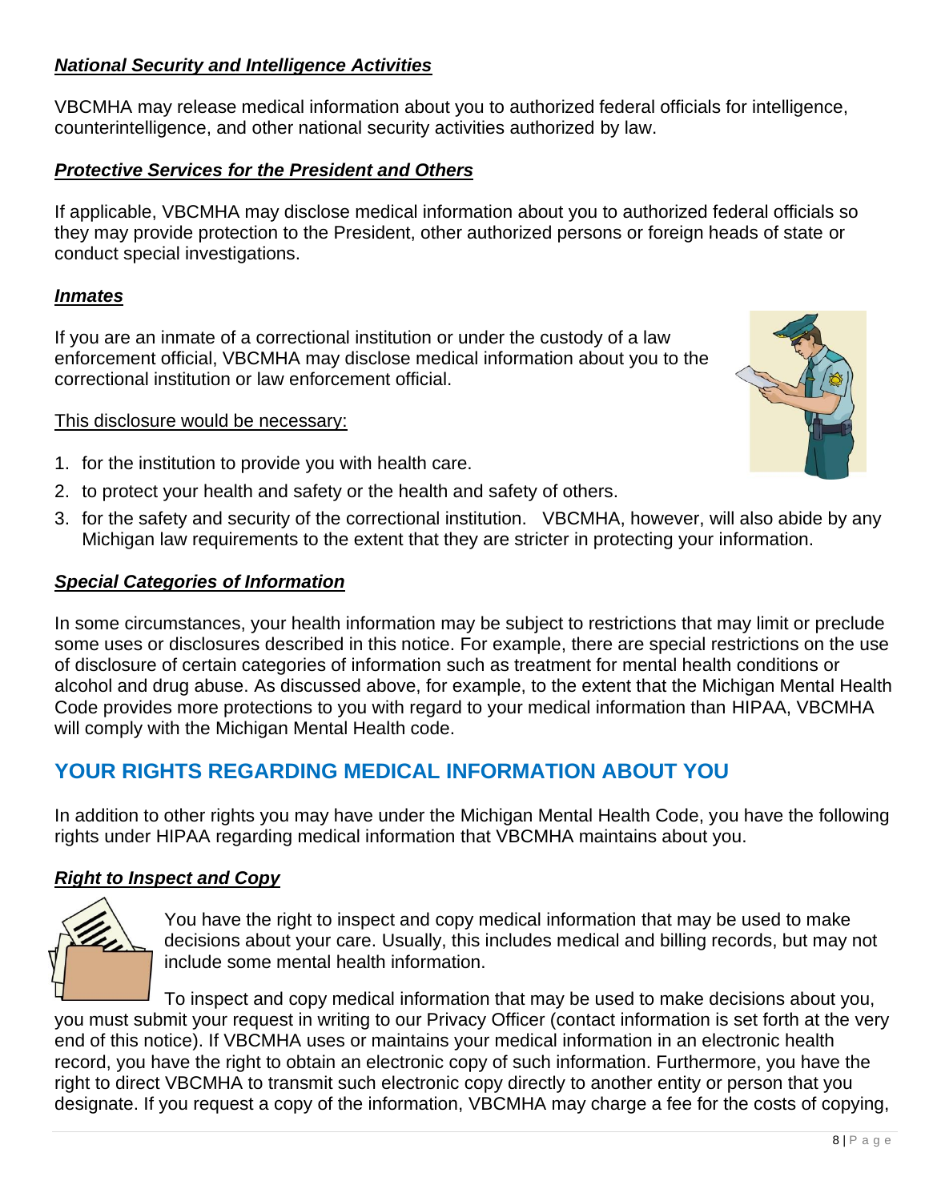***National Security and Intelligence Activities***

VBCMHA may release medical information about you to authorized federal officials for intelligence, counterintelligence, and other national security activities authorized by law.

***Protective Services for the President and Others***

If applicable, VBCMHA may disclose medical information about you to authorized federal officials so they may provide protection to the President, other authorized persons or foreign heads of state or conduct special investigations.

***Inmates***

If you are an inmate of a correctional institution or under the custody of a law enforcement official, VBCMHA may disclose medical information about you to the correctional institution or law enforcement official.

This disclosure would be necessary:

1. for the institution to provide you with health care.
2. to protect your health and safety or the health and safety of others.
3. for the safety and security of the correctional institution. VBCMHA, however, will also abide by any Michigan law requirements to the extent that they are stricter in protecting your information.

***Special Categories of Information***

In some circumstances, your health information may be subject to restrictions that may limit or preclude some uses or disclosures described in this notice. For example, there are special restrictions on the use of disclosure of certain categories of information such as treatment for mental health conditions or alcohol and drug abuse. As discussed above, for example, to the extent that the Michigan Mental Health Code provides more protections to you with regard to your medical information than HIPAA, VBCMHA will comply with the Michigan Mental Health code.

## YOUR RIGHTS REGARDING MEDICAL INFORMATION ABOUT YOU

In addition to other rights you may have under the Michigan Mental Health Code, you have the following rights under HIPAA regarding medical information that VBCMHA maintains about you.

***Right to Inspect and Copy***

You have the right to inspect and copy medical information that may be used to make decisions about your care. Usually, this includes medical and billing records, but may not include some mental health information.

To inspect and copy medical information that may be used to make decisions about you, you must submit your request in writing to our Privacy Officer (contact information is set forth at the very end of this notice). If VBCMHA uses or maintains your medical information in an electronic health record, you have the right to obtain an electronic copy of such information. Furthermore, you have the right to direct VBCMHA to transmit such electronic copy directly to another entity or person that you designate. If you request a copy of the information, VBCMHA may charge a fee for the costs of copying,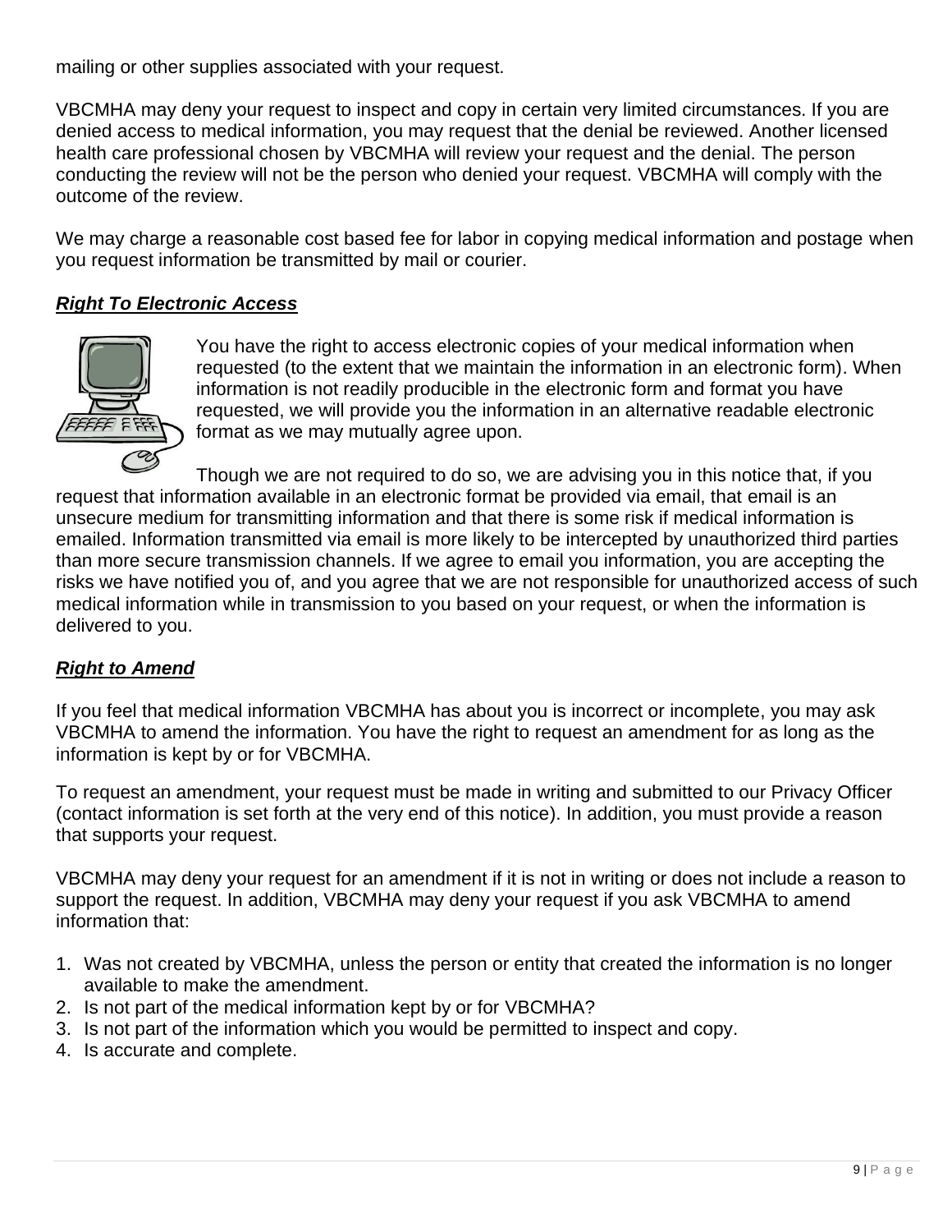mailing or other supplies associated with your request.

VBCMHA may deny your request to inspect and copy in certain very limited circumstances. If you are denied access to medical information, you may request that the denial be reviewed. Another licensed health care professional chosen by VBCMHA will review your request and the denial. The person conducting the review will not be the person who denied your request. VBCMHA will comply with the outcome of the review.

We may charge a reasonable cost based fee for labor in copying medical information and postage when you request information be transmitted by mail or courier.

***Right To Electronic Access***

You have the right to access electronic copies of your medical information when requested (to the extent that we maintain the information in an electronic form). When information is not readily producible in the electronic form and format you have requested, we will provide you the information in an alternative readable electronic format as we may mutually agree upon.

Though we are not required to do so, we are advising you in this notice that, if you request that information available in an electronic format be provided via email, that email is an unsecure medium for transmitting information and that there is some risk if medical information is emailed. Information transmitted via email is more likely to be intercepted by unauthorized third parties than more secure transmission channels. If we agree to email you information, you are accepting the risks we have notified you of, and you agree that we are not responsible for unauthorized access of such medical information while in transmission to you based on your request, or when the information is delivered to you.

***Right to Amend***

If you feel that medical information VBCMHA has about you is incorrect or incomplete, you may ask VBCMHA to amend the information. You have the right to request an amendment for as long as the information is kept by or for VBCMHA.

To request an amendment, your request must be made in writing and submitted to our Privacy Officer (contact information is set forth at the very end of this notice). In addition, you must provide a reason that supports your request.

VBCMHA may deny your request for an amendment if it is not in writing or does not include a reason to support the request. In addition, VBCMHA may deny your request if you ask VBCMHA to amend information that:

1. Was not created by VBCMHA, unless the person or entity that created the information is no longer available to make the amendment.
2. Is not part of the medical information kept by or for VBCMHA?
3. Is not part of the information which you would be permitted to inspect and copy.
4. Is accurate and complete.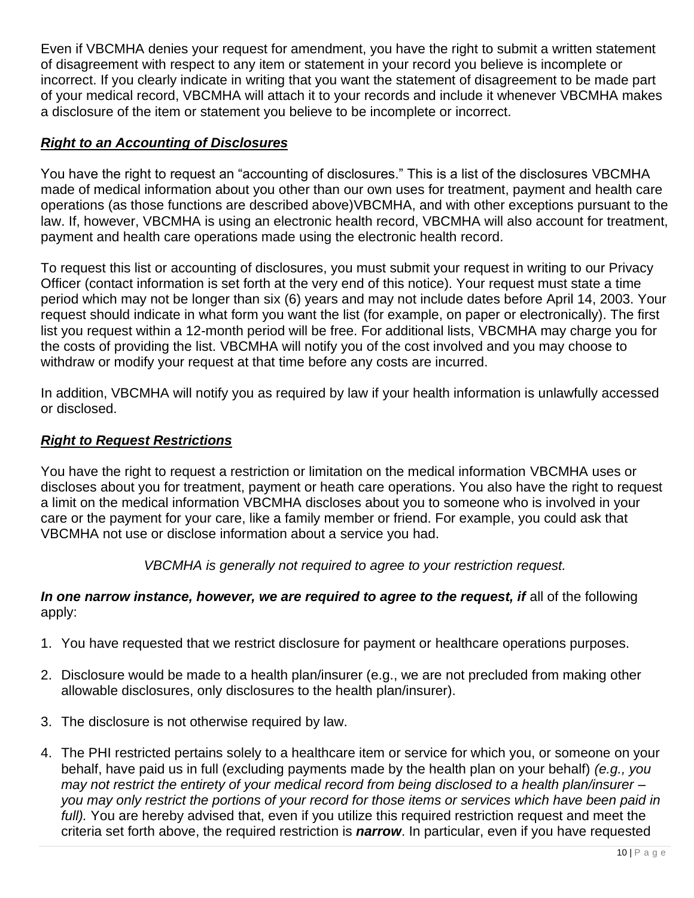Even if VBCMHA denies your request for amendment, you have the right to submit a written statement of disagreement with respect to any item or statement in your record you believe is incomplete or incorrect. If you clearly indicate in writing that you want the statement of disagreement to be made part of your medical record, VBCMHA will attach it to your records and include it whenever VBCMHA makes a disclosure of the item or statement you believe to be incomplete or incorrect.

### ***Right to an Accounting of Disclosures***

You have the right to request an "accounting of disclosures." This is a list of the disclosures VBCMHA made of medical information about you other than our own uses for treatment, payment and health care operations (as those functions are described above)VBCMHA, and with other exceptions pursuant to the law. If, however, VBCMHA is using an electronic health record, VBCMHA will also account for treatment, payment and health care operations made using the electronic health record.

To request this list or accounting of disclosures, you must submit your request in writing to our Privacy Officer (contact information is set forth at the very end of this notice). Your request must state a time period which may not be longer than six (6) years and may not include dates before April 14, 2003. Your request should indicate in what form you want the list (for example, on paper or electronically). The first list you request within a 12-month period will be free. For additional lists, VBCMHA may charge you for the costs of providing the list. VBCMHA will notify you of the cost involved and you may choose to withdraw or modify your request at that time before any costs are incurred.

In addition, VBCMHA will notify you as required by law if your health information is unlawfully accessed or disclosed.

### ***Right to Request Restrictions***

You have the right to request a restriction or limitation on the medical information VBCMHA uses or discloses about you for treatment, payment or heath care operations. You also have the right to request a limit on the medical information VBCMHA discloses about you to someone who is involved in your care or the payment for your care, like a family member or friend. For example, you could ask that VBCMHA not use or disclose information about a service you had.

*VBCMHA is generally not required to agree to your restriction request.*

***In one narrow instance, however, we are required to agree to the request, if*** all of the following apply:

1. You have requested that we restrict disclosure for payment or healthcare operations purposes.
2. Disclosure would be made to a health plan/insurer (e.g., we are not precluded from making other allowable disclosures, only disclosures to the health plan/insurer).
3. The disclosure is not otherwise required by law.
4. The PHI restricted pertains solely to a healthcare item or service for which you, or someone on your behalf, have paid us in full (excluding payments made by the health plan on your behalf) *(e.g., you may not restrict the entirety of your medical record from being disclosed to a health plan/insurer – you may only restrict the portions of your record for those items or services which have been paid in full).* You are hereby advised that, even if you utilize this required restriction request and meet the criteria set forth above, the required restriction is ***narrow***. In particular, even if you have requested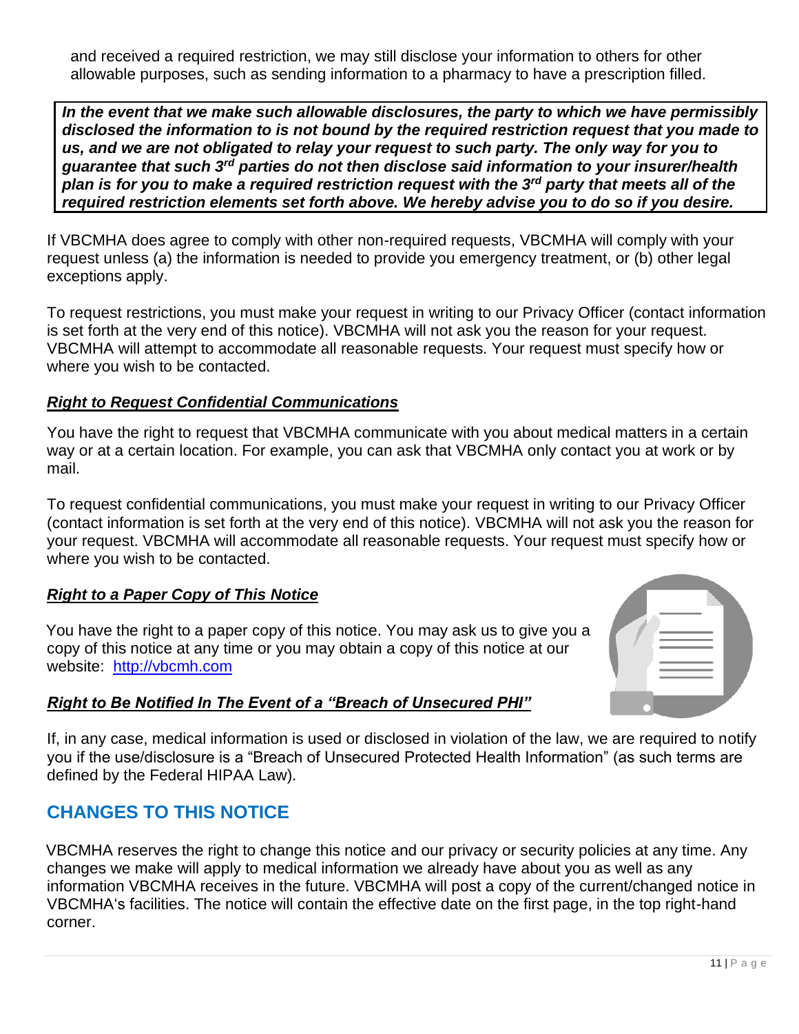and received a required restriction, we may still disclose your information to others for other allowable purposes, such as sending information to a pharmacy to have a prescription filled.

***In the event that we make such allowable disclosures, the party to which we have permissibly disclosed the information to is not bound by the required restriction request that you made to us, and we are not obligated to relay your request to such party. The only way for you to guarantee that such 3rd parties do not then disclose said information to your insurer/health plan is for you to make a required restriction request with the 3rd party that meets all of the required restriction elements set forth above. We hereby advise you to do so if you desire.***

If VBCMHA does agree to comply with other non-required requests, VBCMHA will comply with your request unless (a) the information is needed to provide you emergency treatment, or (b) other legal exceptions apply.

To request restrictions, you must make your request in writing to our Privacy Officer (contact information is set forth at the very end of this notice). VBCMHA will not ask you the reason for your request. VBCMHA will attempt to accommodate all reasonable requests. Your request must specify how or where you wish to be contacted.

### ***Right to Request Confidential Communications***

You have the right to request that VBCMHA communicate with you about medical matters in a certain way or at a certain location. For example, you can ask that VBCMHA only contact you at work or by mail.

To request confidential communications, you must make your request in writing to our Privacy Officer (contact information is set forth at the very end of this notice). VBCMHA will not ask you the reason for your request. VBCMHA will accommodate all reasonable requests. Your request must specify how or where you wish to be contacted.

### ***Right to a Paper Copy of This Notice***

You have the right to a paper copy of this notice. You may ask us to give you a copy of this notice at any time or you may obtain a copy of this notice at our website: [http://vbcmh.com](http://vbcmh.com)

### ***Right to Be Notified In The Event of a "Breach of Unsecured PHI"***

If, in any case, medical information is used or disclosed in violation of the law, we are required to notify you if the use/disclosure is a "Breach of Unsecured Protected Health Information" (as such terms are defined by the Federal HIPAA Law).

## CHANGES TO THIS NOTICE

VBCMHA reserves the right to change this notice and our privacy or security policies at any time. Any changes we make will apply to medical information we already have about you as well as any information VBCMHA receives in the future. VBCMHA will post a copy of the current/changed notice in VBCMHA's facilities. The notice will contain the effective date on the first page, in the top right-hand corner.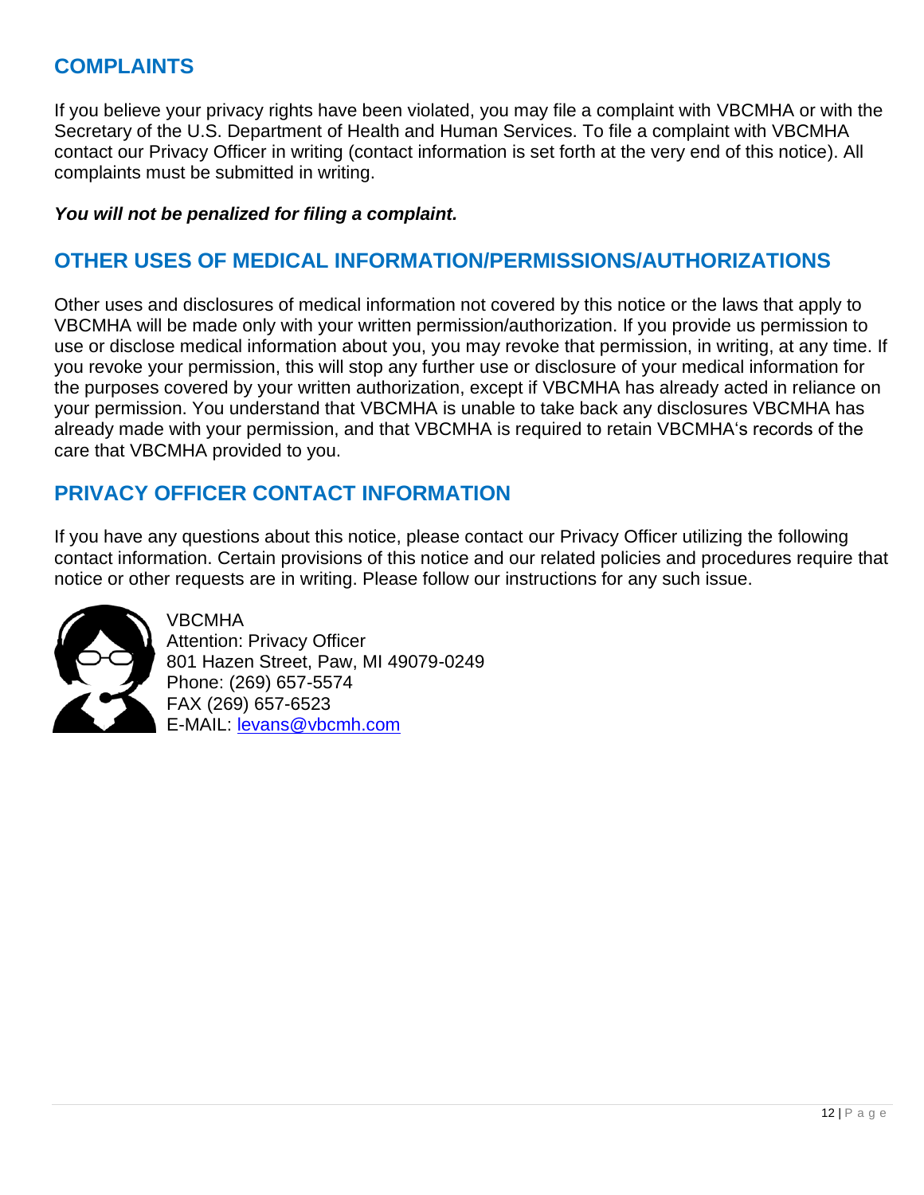## COMPLAINTS

If you believe your privacy rights have been violated, you may file a complaint with VBCMHA or with the Secretary of the U.S. Department of Health and Human Services. To file a complaint with VBCMHA contact our Privacy Officer in writing (contact information is set forth at the very end of this notice). All complaints must be submitted in writing.

***You will not be penalized for filing a complaint.***

## OTHER USES OF MEDICAL INFORMATION/PERMISSIONS/AUTHORIZATIONS

Other uses and disclosures of medical information not covered by this notice or the laws that apply to VBCMHA will be made only with your written permission/authorization. If you provide us permission to use or disclose medical information about you, you may revoke that permission, in writing, at any time. If you revoke your permission, this will stop any further use or disclosure of your medical information for the purposes covered by your written authorization, except if VBCMHA has already acted in reliance on your permission. You understand that VBCMHA is unable to take back any disclosures VBCMHA has already made with your permission, and that VBCMHA is required to retain VBCMHA's records of the care that VBCMHA provided to you.

## PRIVACY OFFICER CONTACT INFORMATION

If you have any questions about this notice, please contact our Privacy Officer utilizing the following contact information. Certain provisions of this notice and our related policies and procedures require that notice or other requests are in writing. Please follow our instructions for any such issue.

VBCMHA
Attention: Privacy Officer
801 Hazen Street, Paw, MI 49079-0249
Phone: (269) 657-5574
FAX (269) 657-6523
E-MAIL: levans@vbcmh.com